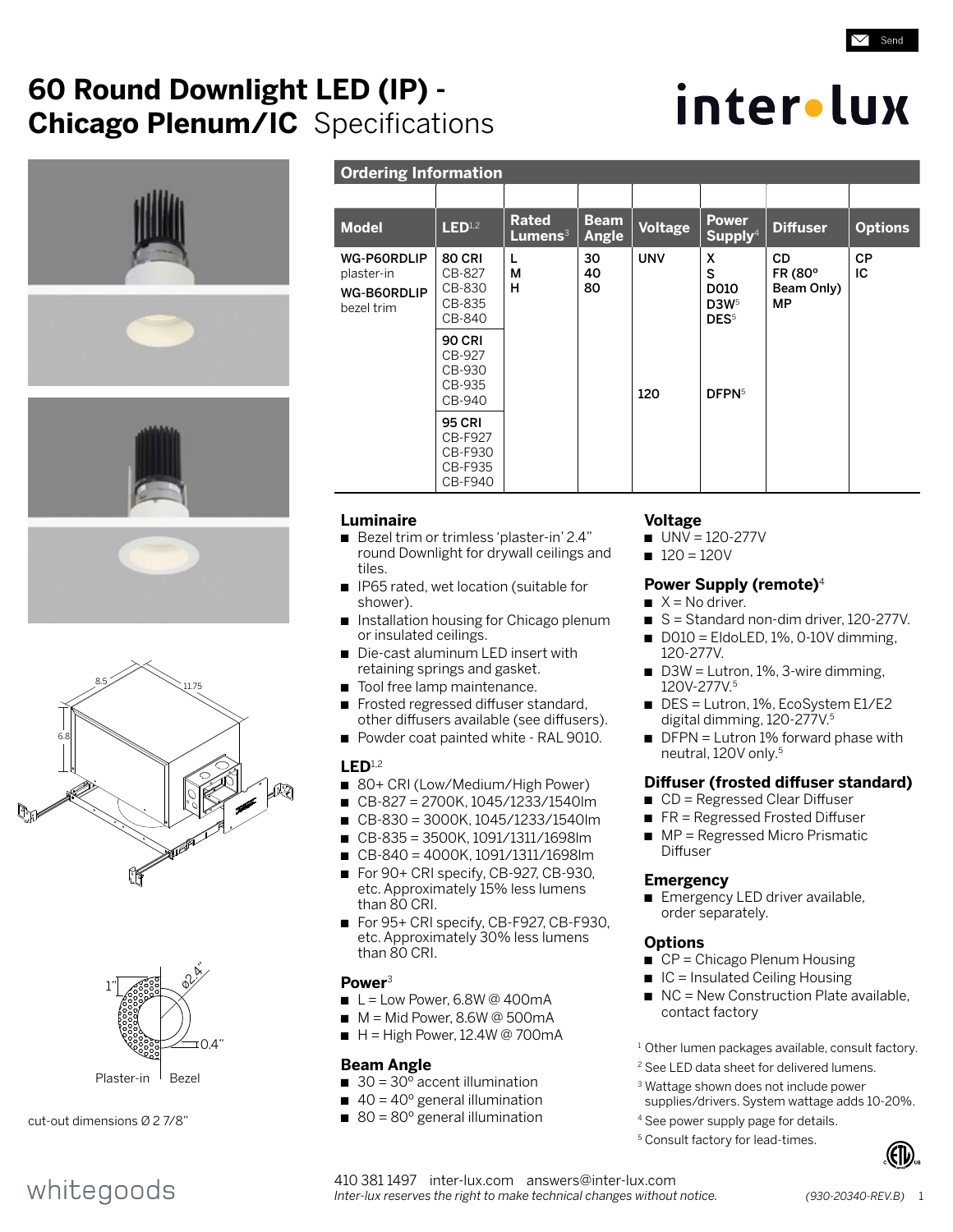# 60 Round Downlight LED (IP) - Chicago Plenum/IC Specifications

inter•lux

1"

Ø2.4"

0.4"

Plaster-in | Bezel

cut-out dimensions Ø 2 7/8"

## Ordering Information

| Model | LED[1,2] | Rated Lumens[3] | Beam Angle | Voltage | Power Supply[4] | Diffuser | Options |
|---|---|---|---|---|---|---|---|
| **WG-P60RDLIP** plaster-in<br>**WG-B60RDLIP** bezel trim | **80 CRI**<br>CB-827<br>CB-830<br>CB-835<br>CB-840 | **L**<br>**M**<br>**H** | **30**<br>**40**<br>**80** | **UNV** | **X**<br>**S**<br>**D010**<br>**D3W**[5]<br>**DES**[5] | **CD**<br>**FR (80° Beam Only)**<br>**MP** | **CP**<br>**IC** |
| | **90 CRI**<br>CB-927<br>CB-930<br>CB-935<br>CB-940 | | | **120** | **DFPN**[5] | | |
| | **95 CRI**<br>CB-F927<br>CB-F930<br>CB-F935<br>CB-F940 | | | | | | |

### Luminaire
- Bezel trim or trimless 'plaster-in' 2.4" round Downlight for drywall ceilings and tiles.
- IP65 rated, wet location (suitable for shower).
- Installation housing for Chicago plenum or insulated ceilings.
- Die-cast aluminum LED insert with retaining springs and gasket.
- Tool free lamp maintenance.
- Frosted regressed diffuser standard, other diffusers available (see diffusers).
- Powder coat painted white - RAL 9010.

### LED[1,2]
- 80+ CRI (Low/Medium/High Power)
- CB-827 = 2700K, 1045/1233/1540lm
- CB-830 = 3000K, 1045/1233/1540lm
- CB-835 = 3500K, 1091/1311/1698lm
- CB-840 = 4000K, 1091/1311/1698lm
- For 90+ CRI specify, CB-927, CB-930, etc. Approximately 15% less lumens than 80 CRI.
- For 95+ CRI specify, CB-F927, CB-F930, etc. Approximately 30% less lumens than 80 CRI.

### Power[3]
- L = Low Power, 6.8W @ 400mA
- M = Mid Power, 8.6W @ 500mA
- H = High Power, 12.4W @ 700mA

### Beam Angle
- 30 = 30° accent illumination
- 40 = 40° general illumination
- 80 = 80° general illumination

### Voltage
- UNV = 120-277V
- 120 = 120V

### Power Supply (remote)[4]
- X = No driver.
- S = Standard non-dim driver, 120-277V.
- D010 = EldoLED, 1%, 0-10V dimming, 120-277V.
- D3W = Lutron, 1%, 3-wire dimming, 120V-277V.[5]
- DES = Lutron, 1%, EcoSystem E1/E2 digital dimming, 120-277V.[5]
- DFPN = Lutron 1% forward phase with neutral, 120V only.[5]

### Diffuser (frosted diffuser standard)
- CD = Regressed Clear Diffuser
- FR = Regressed Frosted Diffuser
- MP = Regressed Micro Prismatic Diffuser

### Emergency
- Emergency LED driver available, order separately.

### Options
- CP = Chicago Plenum Housing
- IC = Insulated Ceiling Housing
- NC = New Construction Plate available, contact factory

[1] Other lumen packages available, consult factory.
[2] See LED data sheet for delivered lumens.
[3] Wattage shown does not include power supplies/drivers. System wattage adds 10-20%.
[4] See power supply page for details.
[5] Consult factory for lead-times.

whitegoods

410 381 1497 inter-lux.com answers@inter-lux.com
*Inter-lux reserves the right to make technical changes without notice.*

*(930-20340-REV.B)*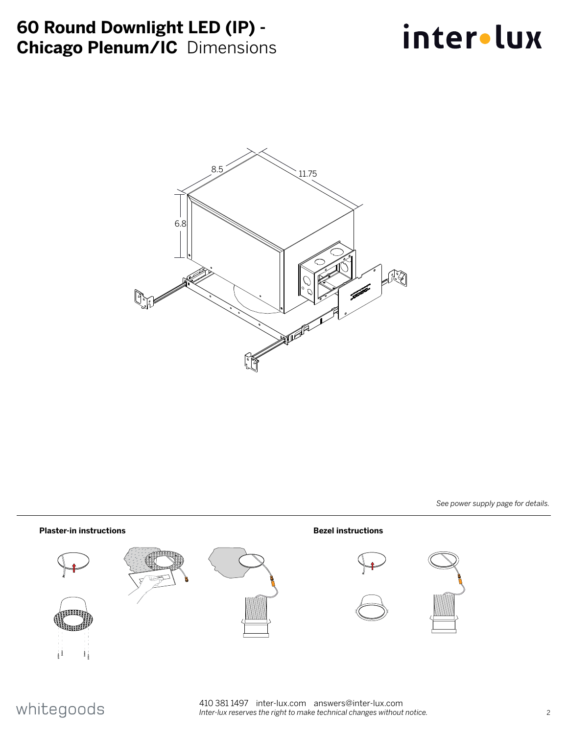# 60 Round Downlight LED (IP) - Chicago Plenum/IC Dimensions

inter•lux

8.5

11.75

6.8

*See power supply page for details.*

**Plaster-in instructions**

**Bezel instructions**

whitegoods

410 381 1497   inter-lux.com   answers@inter-lux.com
*Inter-lux reserves the right to make technical changes without notice.*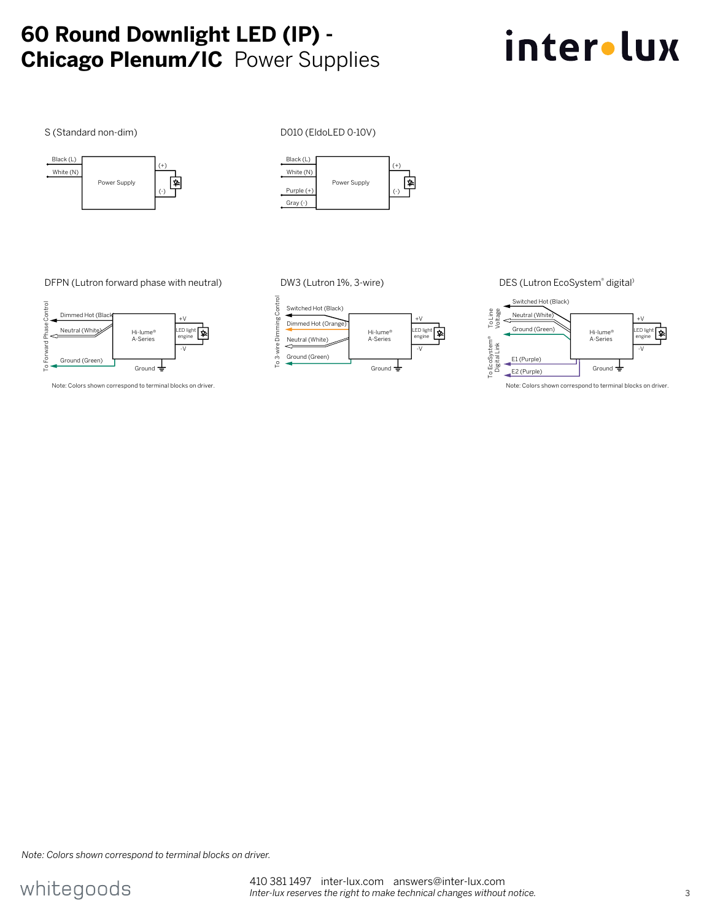# 60 Round Downlight LED (IP) - Chicago Plenum/IC Power Supplies

S (Standard non-dim)

Black (L)
White (N)
Power Supply
(+)
(-)

D010 (EldoLED 0-10V)

Black (L)
White (N)
Purple (+)
Gray (-)
Power Supply
(+)
(-)

DFPN (Lutron forward phase with neutral)

To Forward Phase Control
Dimmed Hot (Black)
Neutral (White)
Ground (Green)
Hi-lume® A-Series
+V
LED light engine
-V
Ground

Note: Colors shown correspond to terminal blocks on driver.

DW3 (Lutron 1%, 3-wire)

To 3-wire Dimming Control
Switched Hot (Black)
Dimmed Hot (Orange)
Neutral (White)
Ground (Green)
Hi-lume® A-Series
+V
LED light engine
-V
Ground

DES (Lutron EcoSystem® digital)

To Line Voltage
Switched Hot (Black)
Neutral (White)
Ground (Green)
To EcoSystem® Digital Link
E1 (Purple)
E2 (Purple)
Hi-lume® A-Series
+V
LED light engine
-V
Ground

Note: Colors shown correspond to terminal blocks on driver.

*Note: Colors shown correspond to terminal blocks on driver.*

whitegoods

410 381 1497 inter-lux.com answers@inter-lux.com

*Inter-lux reserves the right to make technical changes without notice.*